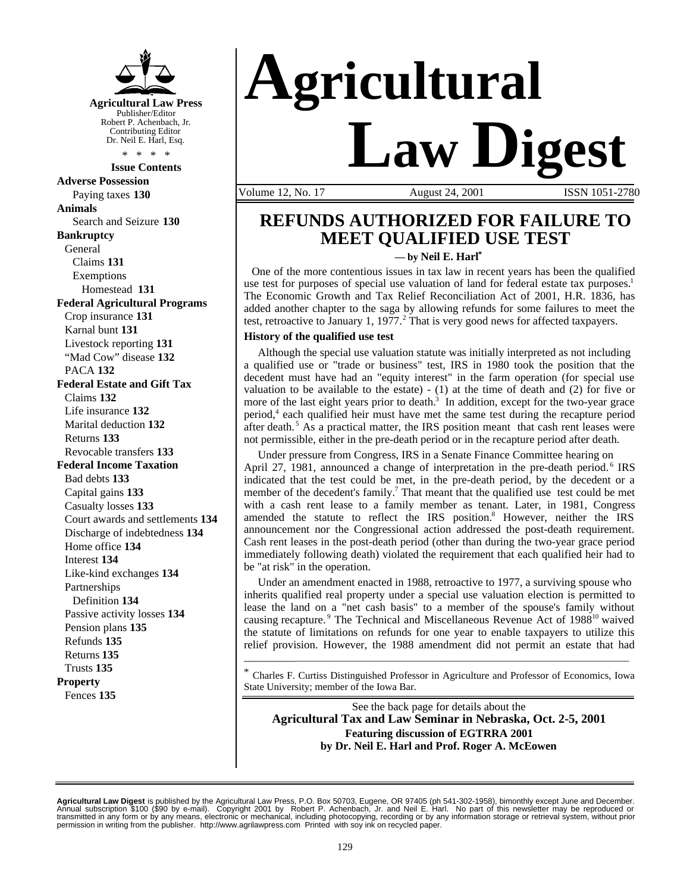# Agricultural Law Digest

**Agricultural Law Press**
Publisher/Editor
Robert P. Achenbach, Jr.
Contributing Editor
Dr. Neil E. Harl, Esq.

\* \* \* \*

**Issue Contents**

**Adverse Possession**
- Paying taxes **130**

**Animals**
- Search and Seizure **130**

**Bankruptcy**
- General
  - Claims **131**
  - Exemptions
    - Homestead **131**

**Federal Agricultural Programs**
- Crop insurance **131**
- Karnal bunt **131**
- Livestock reporting **131**
- "Mad Cow" disease **132**
- PACA **132**

**Federal Estate and Gift Tax**
- Claims **132**
- Life insurance **132**
- Marital deduction **132**
- Returns **133**
- Revocable transfers **133**

**Federal Income Taxation**
- Bad debts **133**
- Capital gains **133**
- Casualty losses **133**
- Court awards and settlements **134**
- Discharge of indebtedness **134**
- Home office **134**
- Interest **134**
- Like-kind exchanges **134**
- Partnerships
  - Definition **134**
- Passive activity losses **134**
- Pension plans **135**
- Refunds **135**
- Returns **135**
- Trusts **135**

**Property**
- Fences **135**

Volume 12, No. 17 — August 24, 2001 — ISSN 1051-2780

## REFUNDS AUTHORIZED FOR FAILURE TO MEET QUALIFIED USE TEST

**— by Neil E. Harl***

One of the more contentious issues in tax law in recent years has been the qualified use test for purposes of special use valuation of land for federal estate tax purposes.[1] The Economic Growth and Tax Relief Reconciliation Act of 2001, H.R. 1836, has added another chapter to the saga by allowing refunds for some failures to meet the test, retroactive to January 1, 1977.[2] That is very good news for affected taxpayers.

### History of the qualified use test

Although the special use valuation statute was initially interpreted as not including a qualified use or "trade or business" test, IRS in 1980 took the position that the decedent must have had an "equity interest" in the farm operation (for special use valuation to be available to the estate) - (1) at the time of death and (2) for five or more of the last eight years prior to death.[3] In addition, except for the two-year grace period,[4] each qualified heir must have met the same test during the recapture period after death.[5] As a practical matter, the IRS position meant that cash rent leases were not permissible, either in the pre-death period or in the recapture period after death.

Under pressure from Congress, IRS in a Senate Finance Committee hearing on April 27, 1981, announced a change of interpretation in the pre-death period.[6] IRS indicated that the test could be met, in the pre-death period, by the decedent or a member of the decedent's family.[7] That meant that the qualified use test could be met with a cash rent lease to a family member as tenant. Later, in 1981, Congress amended the statute to reflect the IRS position.[8] However, neither the IRS announcement nor the Congressional action addressed the post-death requirement. Cash rent leases in the post-death period (other than during the two-year grace period immediately following death) violated the requirement that each qualified heir had to be "at risk" in the operation.

Under an amendment enacted in 1988, retroactive to 1977, a surviving spouse who inherits qualified real property under a special use valuation election is permitted to lease the land on a "net cash basis" to a member of the spouse's family without causing recapture.[9] The Technical and Miscellaneous Revenue Act of 1988[10] waived the statute of limitations on refunds for one year to enable taxpayers to utilize this relief provision. However, the 1988 amendment did not permit an estate that had

---

\* Charles F. Curtiss Distinguished Professor in Agriculture and Professor of Economics, Iowa State University; member of the Iowa Bar.

See the back page for details about the
**Agricultural Tax and Law Seminar in Nebraska, Oct. 2-5, 2001**
**Featuring discussion of EGTRRA 2001**
**by Dr. Neil E. Harl and Prof. Roger A. McEowen**

---

**Agricultural Law Digest** is published by the Agricultural Law Press, P.O. Box 50703, Eugene, OR 97405 (ph 541-302-1958), bimonthly except June and December. Annual subscription $100 ($90 by e-mail). Copyright 2001 by Robert P. Achenbach, Jr. and Neil E. Harl. No part of this newsletter may be reproduced or transmitted in any form or by any means, electronic or mechanical, including photocopying, recording or by any information storage or retrieval system, without prior permission in writing from the publisher. http://www.agrilawpress.com Printed with soy ink on recycled paper.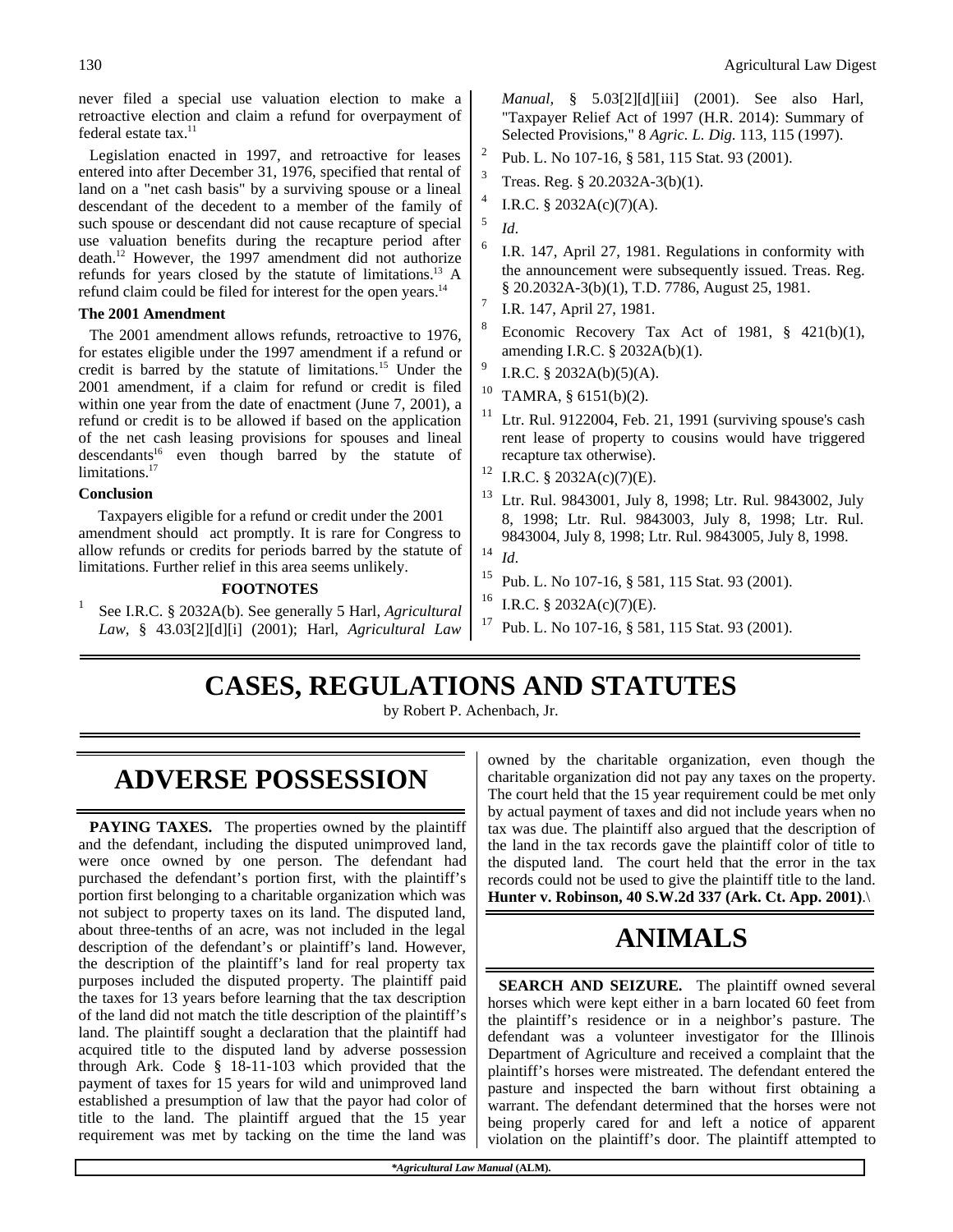never filed a special use valuation election to make a retroactive election and claim a refund for overpayment of federal estate tax.[11]

Legislation enacted in 1997, and retroactive for leases entered into after December 31, 1976, specified that rental of land on a "net cash basis" by a surviving spouse or a lineal descendant of the decedent to a member of the family of such spouse or descendant did not cause recapture of special use valuation benefits during the recapture period after death.[12] However, the 1997 amendment did not authorize refunds for years closed by the statute of limitations.[13] A refund claim could be filed for interest for the open years.[14]

**The 2001 Amendment**

The 2001 amendment allows refunds, retroactive to 1976, for estates eligible under the 1997 amendment if a refund or credit is barred by the statute of limitations.[15] Under the 2001 amendment, if a claim for refund or credit is filed within one year from the date of enactment (June 7, 2001), a refund or credit is to be allowed if based on the application of the net cash leasing provisions for spouses and lineal descendants[16] even though barred by the statute of limitations.[17]

**Conclusion**

Taxpayers eligible for a refund or credit under the 2001 amendment should act promptly. It is rare for Congress to allow refunds or credits for periods barred by the statute of limitations. Further relief in this area seems unlikely.

**FOOTNOTES**

1 See I.R.C. § 2032A(b). See generally 5 Harl, *Agricultural Law*, § 43.03[2][d][i] (2001); Harl, *Agricultural Law Manual*, § 5.03[2][d][iii] (2001). See also Harl, "Taxpayer Relief Act of 1997 (H.R. 2014): Summary of Selected Provisions," 8 *Agric. L. Dig*. 113, 115 (1997).

2 Pub. L. No 107-16, § 581, 115 Stat. 93 (2001).

3 Treas. Reg. § 20.2032A-3(b)(1).

4 I.R.C. § 2032A(c)(7)(A).

5 *Id*.

6 I.R. 147, April 27, 1981. Regulations in conformity with the announcement were subsequently issued. Treas. Reg. § 20.2032A-3(b)(1), T.D. 7786, August 25, 1981.

7 I.R. 147, April 27, 1981.

8 Economic Recovery Tax Act of 1981, § 421(b)(1), amending I.R.C. § 2032A(b)(1).

9 I.R.C. § 2032A(b)(5)(A).

10 TAMRA, § 6151(b)(2).

11 Ltr. Rul. 9122004, Feb. 21, 1991 (surviving spouse's cash rent lease of property to cousins would have triggered recapture tax otherwise).

12 I.R.C. § 2032A(c)(7)(E).

13 Ltr. Rul. 9843001, July 8, 1998; Ltr. Rul. 9843002, July 8, 1998; Ltr. Rul. 9843003, July 8, 1998; Ltr. Rul. 9843004, July 8, 1998; Ltr. Rul. 9843005, July 8, 1998.

14 *Id*.

15 Pub. L. No 107-16, § 581, 115 Stat. 93 (2001).

16 I.R.C. § 2032A(c)(7)(E).

17 Pub. L. No 107-16, § 581, 115 Stat. 93 (2001).

# CASES, REGULATIONS AND STATUTES

by Robert P. Achenbach, Jr.

## ADVERSE POSSESSION

**PAYING TAXES.** The properties owned by the plaintiff and the defendant, including the disputed unimproved land, were once owned by one person. The defendant had purchased the defendant's portion first, with the plaintiff's portion first belonging to a charitable organization which was not subject to property taxes on its land. The disputed land, about three-tenths of an acre, was not included in the legal description of the defendant's or plaintiff's land. However, the description of the plaintiff's land for real property tax purposes included the disputed property. The plaintiff paid the taxes for 13 years before learning that the tax description of the land did not match the title description of the plaintiff's land. The plaintiff sought a declaration that the plaintiff had acquired title to the disputed land by adverse possession through Ark. Code § 18-11-103 which provided that the payment of taxes for 15 years for wild and unimproved land established a presumption of law that the payor had color of title to the land. The plaintiff argued that the 15 year requirement was met by tacking on the time the land was owned by the charitable organization, even though the charitable organization did not pay any taxes on the property. The court held that the 15 year requirement could be met only by actual payment of taxes and did not include years when no tax was due. The plaintiff also argued that the description of the land in the tax records gave the plaintiff color of title to the disputed land. The court held that the error in the tax records could not be used to give the plaintiff title to the land. **Hunter v. Robinson, 40 S.W.2d 337 (Ark. Ct. App. 2001)**.\

## ANIMALS

**SEARCH AND SEIZURE.** The plaintiff owned several horses which were kept either in a barn located 60 feet from the plaintiff's residence or in a neighbor's pasture. The defendant was a volunteer investigator for the Illinois Department of Agriculture and received a complaint that the plaintiff's horses were mistreated. The defendant entered the pasture and inspected the barn without first obtaining a warrant. The defendant determined that the horses were not being properly cared for and left a notice of apparent violation on the plaintiff's door. The plaintiff attempted to

**Agricultural Law Manual* (ALM).